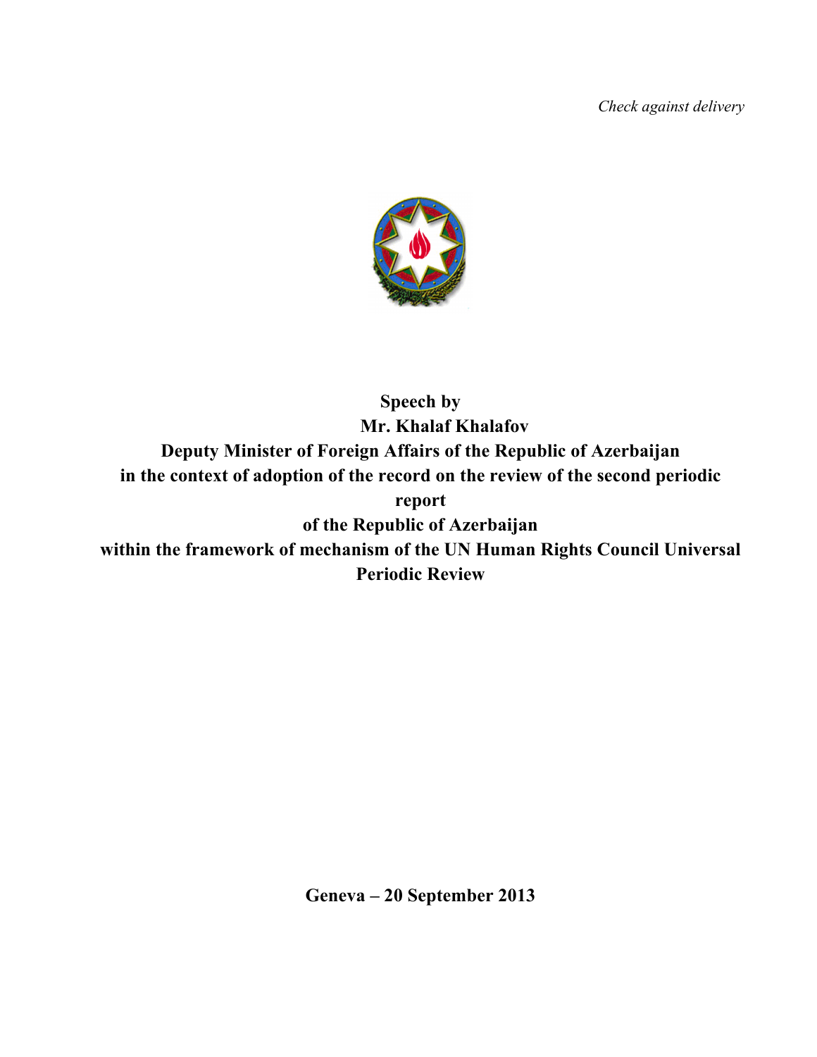*Check against delivery*

**Speech by**
**Mr. Khalaf Khalafov**
**Deputy Minister of Foreign Affairs of the Republic of Azerbaijan**
**in the context of adoption of the record on the review of the second periodic report**
**of the Republic of Azerbaijan**
**within the framework of mechanism of the UN Human Rights Council Universal Periodic Review**

**Geneva – 20 September 2013**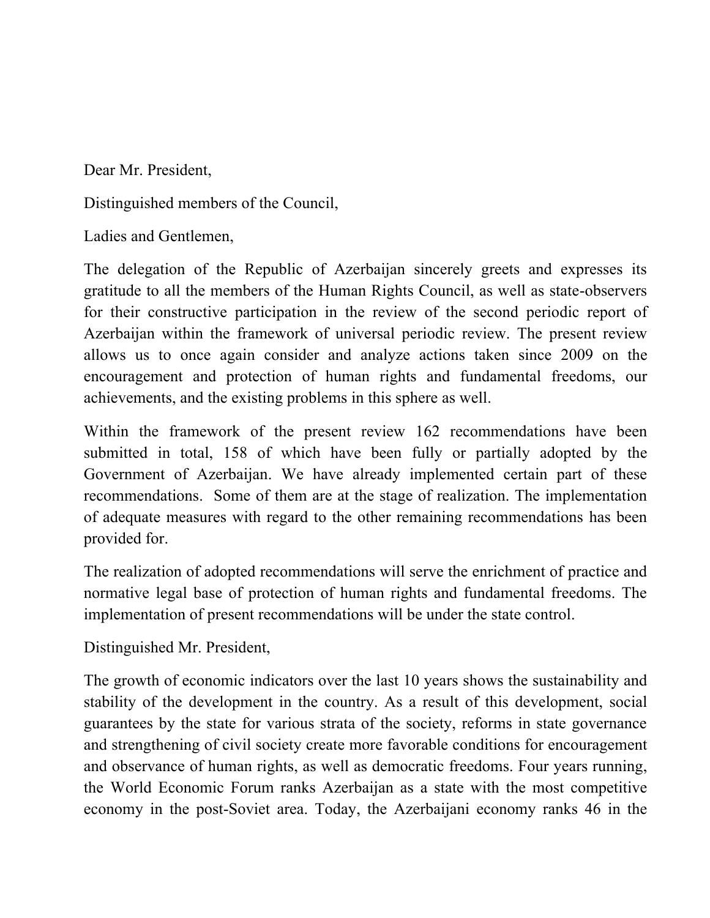Dear Mr. President,

Distinguished members of the Council,

Ladies and Gentlemen,

The delegation of the Republic of Azerbaijan sincerely greets and expresses its gratitude to all the members of the Human Rights Council, as well as state-observers for their constructive participation in the review of the second periodic report of Azerbaijan within the framework of universal periodic review. The present review allows us to once again consider and analyze actions taken since 2009 on the encouragement and protection of human rights and fundamental freedoms, our achievements, and the existing problems in this sphere as well.

Within the framework of the present review 162 recommendations have been submitted in total, 158 of which have been fully or partially adopted by the Government of Azerbaijan. We have already implemented certain part of these recommendations. Some of them are at the stage of realization. The implementation of adequate measures with regard to the other remaining recommendations has been provided for.

The realization of adopted recommendations will serve the enrichment of practice and normative legal base of protection of human rights and fundamental freedoms. The implementation of present recommendations will be under the state control.

Distinguished Mr. President,

The growth of economic indicators over the last 10 years shows the sustainability and stability of the development in the country. As a result of this development, social guarantees by the state for various strata of the society, reforms in state governance and strengthening of civil society create more favorable conditions for encouragement and observance of human rights, as well as democratic freedoms. Four years running, the World Economic Forum ranks Azerbaijan as a state with the most competitive economy in the post-Soviet area. Today, the Azerbaijani economy ranks 46 in the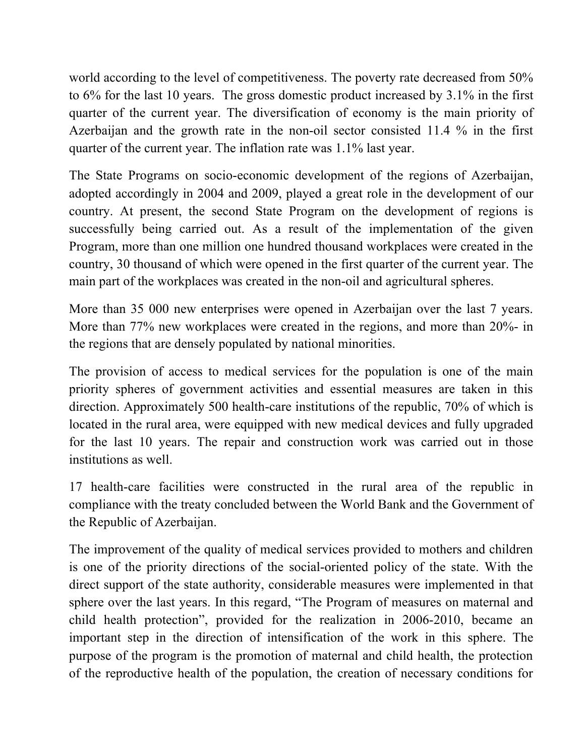world according to the level of competitiveness. The poverty rate decreased from 50% to 6% for the last 10 years. The gross domestic product increased by 3.1% in the first quarter of the current year. The diversification of economy is the main priority of Azerbaijan and the growth rate in the non-oil sector consisted 11.4 % in the first quarter of the current year. The inflation rate was 1.1% last year.

The State Programs on socio-economic development of the regions of Azerbaijan, adopted accordingly in 2004 and 2009, played a great role in the development of our country. At present, the second State Program on the development of regions is successfully being carried out. As a result of the implementation of the given Program, more than one million one hundred thousand workplaces were created in the country, 30 thousand of which were opened in the first quarter of the current year. The main part of the workplaces was created in the non-oil and agricultural spheres.

More than 35 000 new enterprises were opened in Azerbaijan over the last 7 years. More than 77% new workplaces were created in the regions, and more than 20%- in the regions that are densely populated by national minorities.

The provision of access to medical services for the population is one of the main priority spheres of government activities and essential measures are taken in this direction. Approximately 500 health-care institutions of the republic, 70% of which is located in the rural area, were equipped with new medical devices and fully upgraded for the last 10 years. The repair and construction work was carried out in those institutions as well.

17 health-care facilities were constructed in the rural area of the republic in compliance with the treaty concluded between the World Bank and the Government of the Republic of Azerbaijan.

The improvement of the quality of medical services provided to mothers and children is one of the priority directions of the social-oriented policy of the state. With the direct support of the state authority, considerable measures were implemented in that sphere over the last years. In this regard, "The Program of measures on maternal and child health protection", provided for the realization in 2006-2010, became an important step in the direction of intensification of the work in this sphere. The purpose of the program is the promotion of maternal and child health, the protection of the reproductive health of the population, the creation of necessary conditions for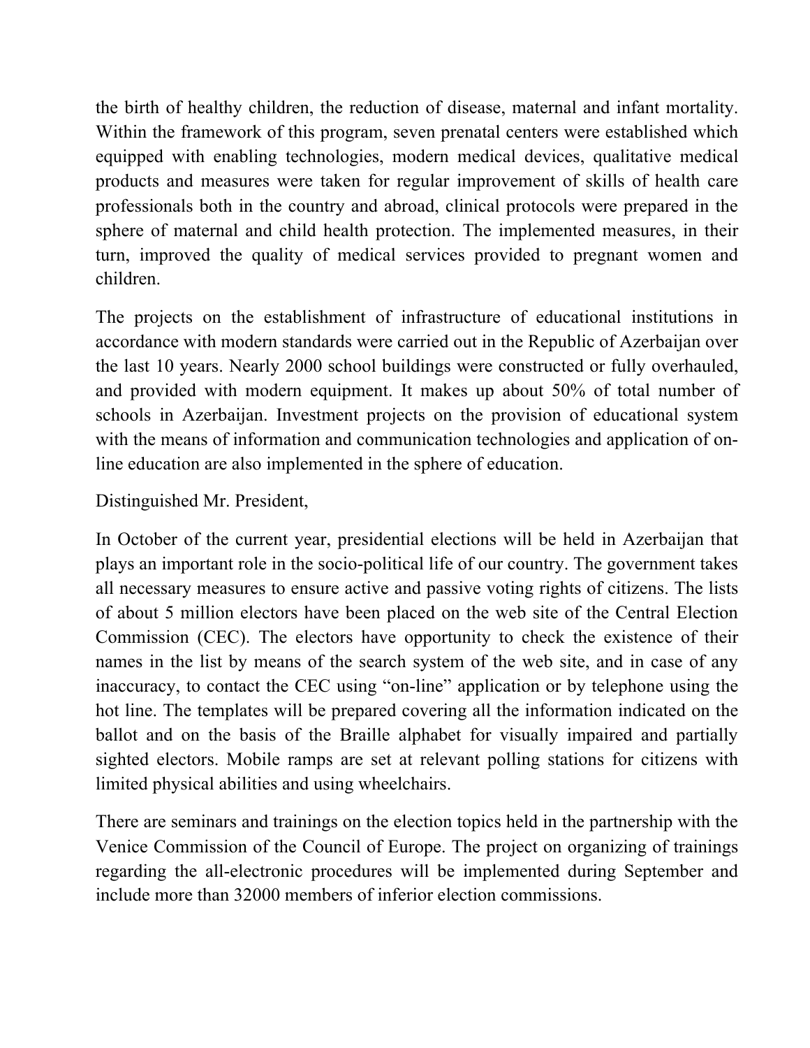the birth of healthy children, the reduction of disease, maternal and infant mortality. Within the framework of this program, seven prenatal centers were established which equipped with enabling technologies, modern medical devices, qualitative medical products and measures were taken for regular improvement of skills of health care professionals both in the country and abroad, clinical protocols were prepared in the sphere of maternal and child health protection. The implemented measures, in their turn, improved the quality of medical services provided to pregnant women and children.

The projects on the establishment of infrastructure of educational institutions in accordance with modern standards were carried out in the Republic of Azerbaijan over the last 10 years. Nearly 2000 school buildings were constructed or fully overhauled, and provided with modern equipment. It makes up about 50% of total number of schools in Azerbaijan. Investment projects on the provision of educational system with the means of information and communication technologies and application of on-line education are also implemented in the sphere of education.

Distinguished Mr. President,

In October of the current year, presidential elections will be held in Azerbaijan that plays an important role in the socio-political life of our country. The government takes all necessary measures to ensure active and passive voting rights of citizens. The lists of about 5 million electors have been placed on the web site of the Central Election Commission (CEC). The electors have opportunity to check the existence of their names in the list by means of the search system of the web site, and in case of any inaccuracy, to contact the CEC using "on-line" application or by telephone using the hot line. The templates will be prepared covering all the information indicated on the ballot and on the basis of the Braille alphabet for visually impaired and partially sighted electors. Mobile ramps are set at relevant polling stations for citizens with limited physical abilities and using wheelchairs.

There are seminars and trainings on the election topics held in the partnership with the Venice Commission of the Council of Europe. The project on organizing of trainings regarding the all-electronic procedures will be implemented during September and include more than 32000 members of inferior election commissions.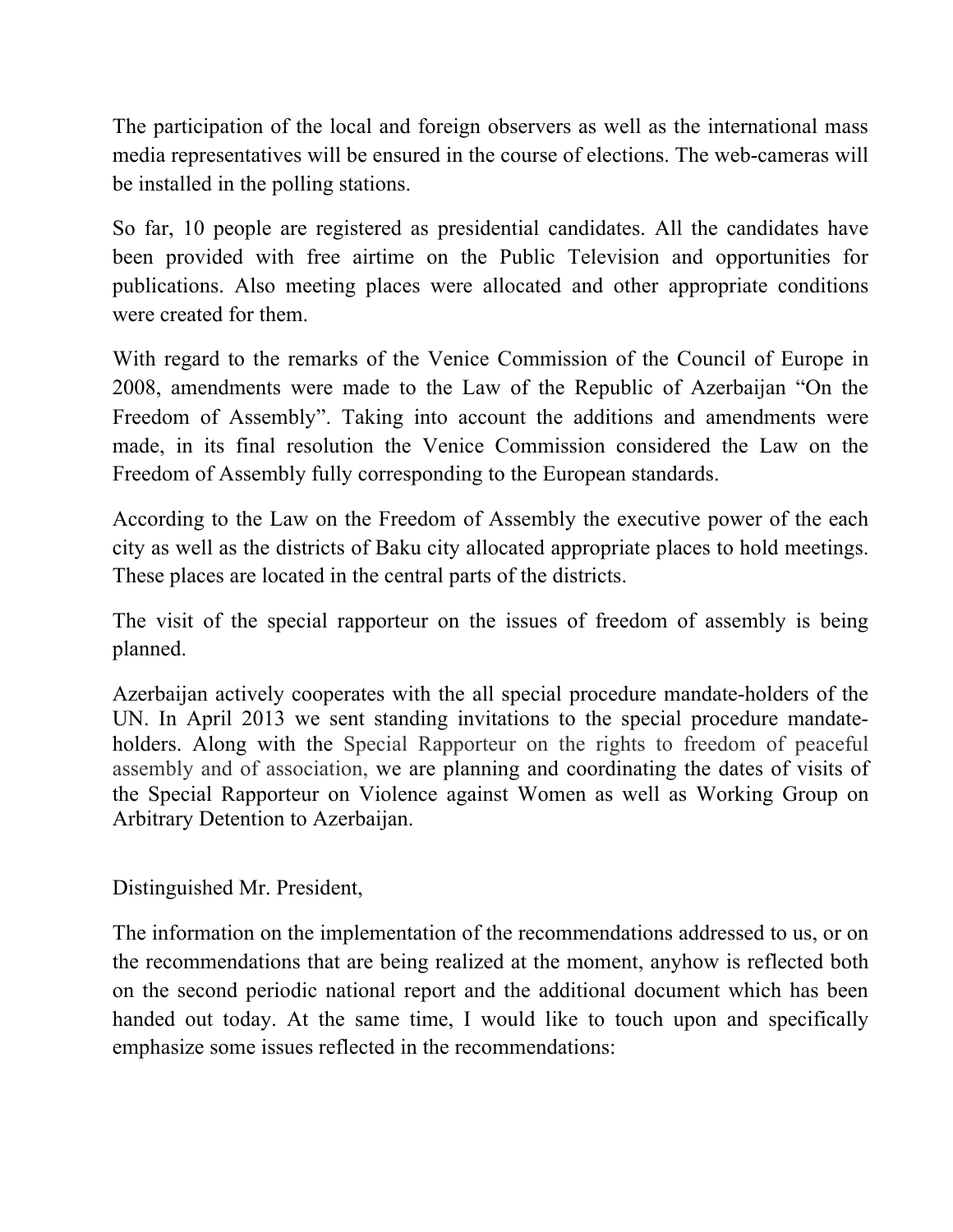The participation of the local and foreign observers as well as the international mass media representatives will be ensured in the course of elections. The web-cameras will be installed in the polling stations.

So far, 10 people are registered as presidential candidates. All the candidates have been provided with free airtime on the Public Television and opportunities for publications. Also meeting places were allocated and other appropriate conditions were created for them.

With regard to the remarks of the Venice Commission of the Council of Europe in 2008, amendments were made to the Law of the Republic of Azerbaijan "On the Freedom of Assembly". Taking into account the additions and amendments were made, in its final resolution the Venice Commission considered the Law on the Freedom of Assembly fully corresponding to the European standards.

According to the Law on the Freedom of Assembly the executive power of the each city as well as the districts of Baku city allocated appropriate places to hold meetings. These places are located in the central parts of the districts.

The visit of the special rapporteur on the issues of freedom of assembly is being planned.

Azerbaijan actively cooperates with the all special procedure mandate-holders of the UN. In April 2013 we sent standing invitations to the special procedure mandate-holders. Along with the Special Rapporteur on the rights to freedom of peaceful assembly and of association, we are planning and coordinating the dates of visits of the Special Rapporteur on Violence against Women as well as Working Group on Arbitrary Detention to Azerbaijan.

Distinguished Mr. President,

The information on the implementation of the recommendations addressed to us, or on the recommendations that are being realized at the moment, anyhow is reflected both on the second periodic national report and the additional document which has been handed out today. At the same time, I would like to touch upon and specifically emphasize some issues reflected in the recommendations: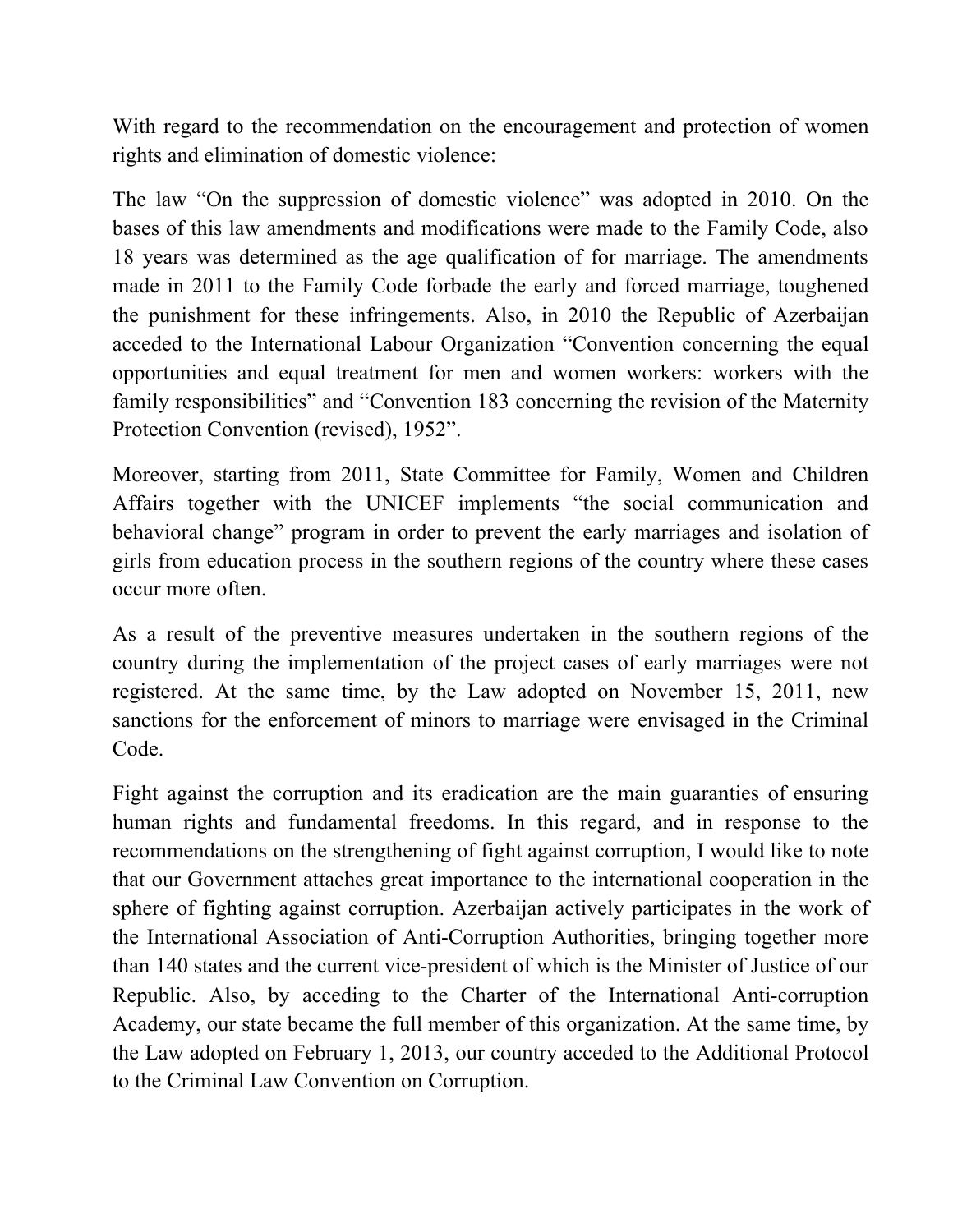With regard to the recommendation on the encouragement and protection of women rights and elimination of domestic violence:

The law "On the suppression of domestic violence" was adopted in 2010. On the bases of this law amendments and modifications were made to the Family Code, also 18 years was determined as the age qualification of for marriage. The amendments made in 2011 to the Family Code forbade the early and forced marriage, toughened the punishment for these infringements. Also, in 2010 the Republic of Azerbaijan acceded to the International Labour Organization "Convention concerning the equal opportunities and equal treatment for men and women workers: workers with the family responsibilities" and "Convention 183 concerning the revision of the Maternity Protection Convention (revised), 1952".

Moreover, starting from 2011, State Committee for Family, Women and Children Affairs together with the UNICEF implements "the social communication and behavioral change" program in order to prevent the early marriages and isolation of girls from education process in the southern regions of the country where these cases occur more often.

As a result of the preventive measures undertaken in the southern regions of the country during the implementation of the project cases of early marriages were not registered. At the same time, by the Law adopted on November 15, 2011, new sanctions for the enforcement of minors to marriage were envisaged in the Criminal Code.

Fight against the corruption and its eradication are the main guaranties of ensuring human rights and fundamental freedoms. In this regard, and in response to the recommendations on the strengthening of fight against corruption, I would like to note that our Government attaches great importance to the international cooperation in the sphere of fighting against corruption. Azerbaijan actively participates in the work of the International Association of Anti-Corruption Authorities, bringing together more than 140 states and the current vice-president of which is the Minister of Justice of our Republic. Also, by acceding to the Charter of the International Anti-corruption Academy, our state became the full member of this organization. At the same time, by the Law adopted on February 1, 2013, our country acceded to the Additional Protocol to the Criminal Law Convention on Corruption.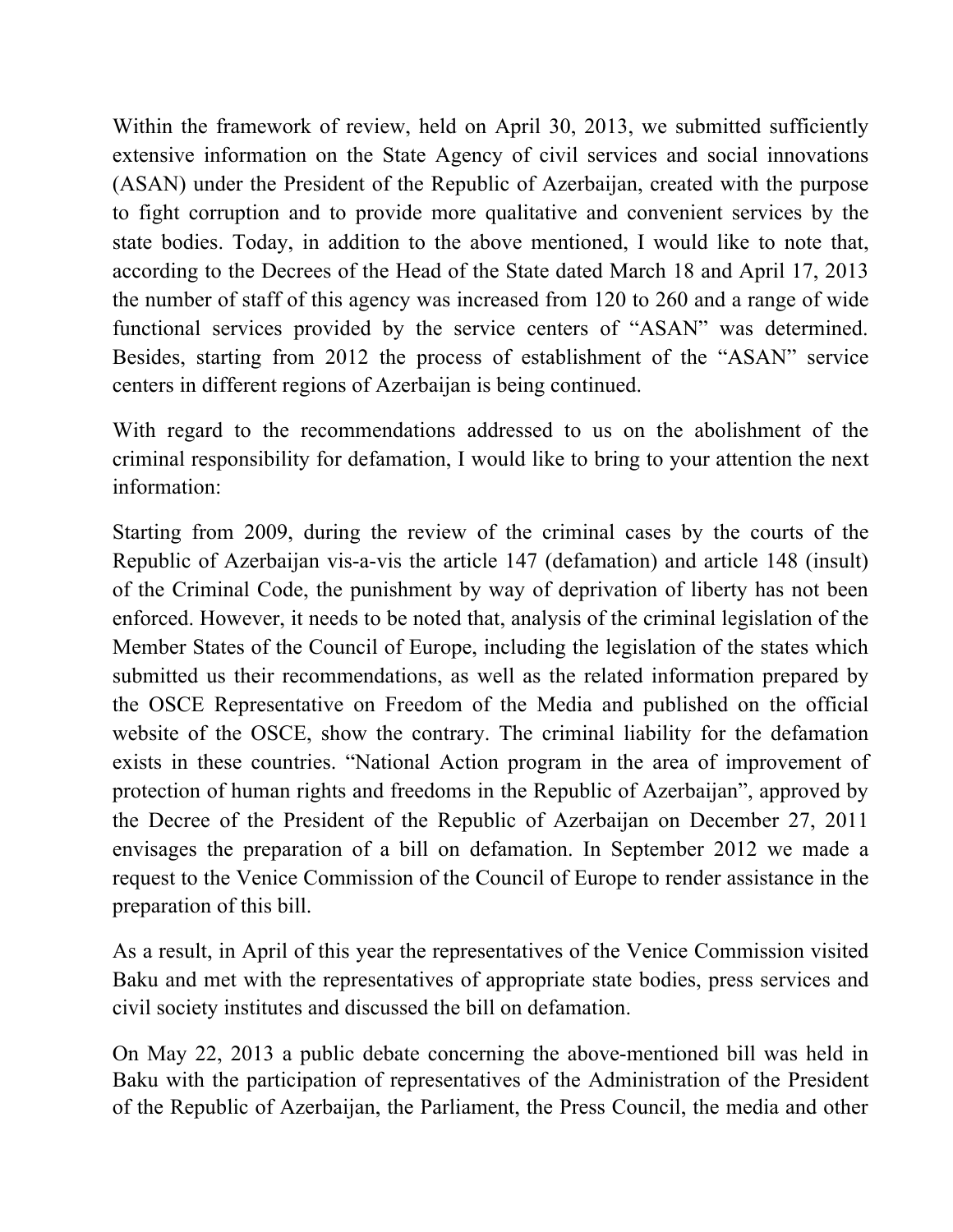Within the framework of review, held on April 30, 2013, we submitted sufficiently extensive information on the State Agency of civil services and social innovations (ASAN) under the President of the Republic of Azerbaijan, created with the purpose to fight corruption and to provide more qualitative and convenient services by the state bodies. Today, in addition to the above mentioned, I would like to note that, according to the Decrees of the Head of the State dated March 18 and April 17, 2013 the number of staff of this agency was increased from 120 to 260 and a range of wide functional services provided by the service centers of "ASAN" was determined. Besides, starting from 2012 the process of establishment of the "ASAN" service centers in different regions of Azerbaijan is being continued.

With regard to the recommendations addressed to us on the abolishment of the criminal responsibility for defamation, I would like to bring to your attention the next information:

Starting from 2009, during the review of the criminal cases by the courts of the Republic of Azerbaijan vis-a-vis the article 147 (defamation) and article 148 (insult) of the Criminal Code, the punishment by way of deprivation of liberty has not been enforced. However, it needs to be noted that, analysis of the criminal legislation of the Member States of the Council of Europe, including the legislation of the states which submitted us their recommendations, as well as the related information prepared by the OSCE Representative on Freedom of the Media and published on the official website of the OSCE, show the contrary. The criminal liability for the defamation exists in these countries. "National Action program in the area of improvement of protection of human rights and freedoms in the Republic of Azerbaijan", approved by the Decree of the President of the Republic of Azerbaijan on December 27, 2011 envisages the preparation of a bill on defamation. In September 2012 we made a request to the Venice Commission of the Council of Europe to render assistance in the preparation of this bill.

As a result, in April of this year the representatives of the Venice Commission visited Baku and met with the representatives of appropriate state bodies, press services and civil society institutes and discussed the bill on defamation.

On May 22, 2013 a public debate concerning the above-mentioned bill was held in Baku with the participation of representatives of the Administration of the President of the Republic of Azerbaijan, the Parliament, the Press Council, the media and other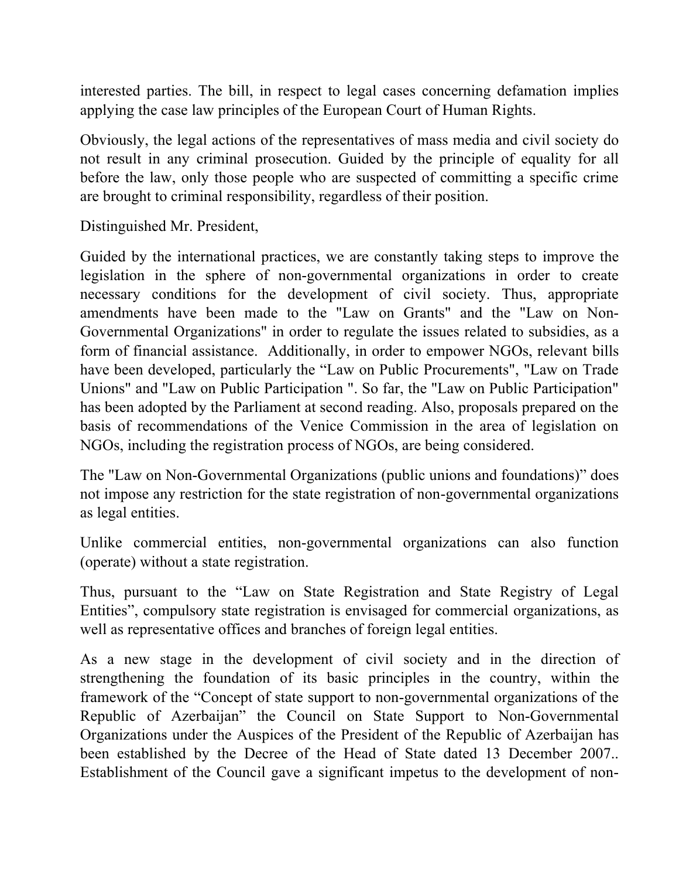interested parties. The bill, in respect to legal cases concerning defamation implies applying the case law principles of the European Court of Human Rights.

Obviously, the legal actions of the representatives of mass media and civil society do not result in any criminal prosecution. Guided by the principle of equality for all before the law, only those people who are suspected of committing a specific crime are brought to criminal responsibility, regardless of their position.

Distinguished Mr. President,

Guided by the international practices, we are constantly taking steps to improve the legislation in the sphere of non-governmental organizations in order to create necessary conditions for the development of civil society. Thus, appropriate amendments have been made to the "Law on Grants" and the "Law on Non-Governmental Organizations" in order to regulate the issues related to subsidies, as a form of financial assistance. Additionally, in order to empower NGOs, relevant bills have been developed, particularly the "Law on Public Procurements", "Law on Trade Unions" and "Law on Public Participation ". So far, the "Law on Public Participation" has been adopted by the Parliament at second reading. Also, proposals prepared on the basis of recommendations of the Venice Commission in the area of legislation on NGOs, including the registration process of NGOs, are being considered.

The "Law on Non-Governmental Organizations (public unions and foundations)" does not impose any restriction for the state registration of non-governmental organizations as legal entities.

Unlike commercial entities, non-governmental organizations can also function (operate) without a state registration.

Thus, pursuant to the "Law on State Registration and State Registry of Legal Entities", compulsory state registration is envisaged for commercial organizations, as well as representative offices and branches of foreign legal entities.

As a new stage in the development of civil society and in the direction of strengthening the foundation of its basic principles in the country, within the framework of the "Concept of state support to non-governmental organizations of the Republic of Azerbaijan" the Council on State Support to Non-Governmental Organizations under the Auspices of the President of the Republic of Azerbaijan has been established by the Decree of the Head of State dated 13 December 2007.. Establishment of the Council gave a significant impetus to the development of non-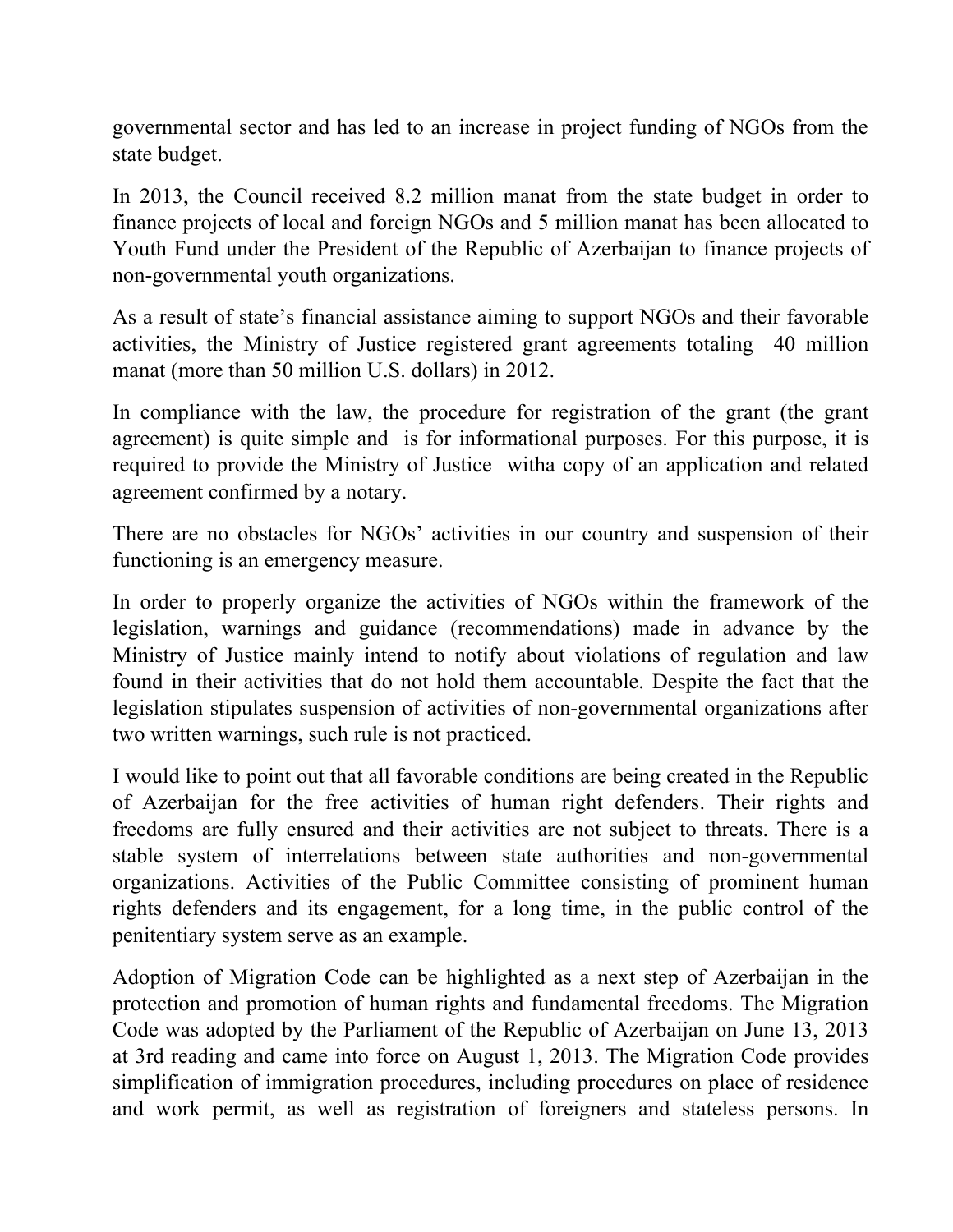governmental sector and has led to an increase in project funding of NGOs from the state budget.

In 2013, the Council received 8.2 million manat from the state budget in order to finance projects of local and foreign NGOs and 5 million manat has been allocated to Youth Fund under the President of the Republic of Azerbaijan to finance projects of non-governmental youth organizations.

As a result of state's financial assistance aiming to support NGOs and their favorable activities, the Ministry of Justice registered grant agreements totaling 40 million manat (more than 50 million U.S. dollars) in 2012.

In compliance with the law, the procedure for registration of the grant (the grant agreement) is quite simple and is for informational purposes. For this purpose, it is required to provide the Ministry of Justice witha copy of an application and related agreement confirmed by a notary.

There are no obstacles for NGOs' activities in our country and suspension of their functioning is an emergency measure.

In order to properly organize the activities of NGOs within the framework of the legislation, warnings and guidance (recommendations) made in advance by the Ministry of Justice mainly intend to notify about violations of regulation and law found in their activities that do not hold them accountable. Despite the fact that the legislation stipulates suspension of activities of non-governmental organizations after two written warnings, such rule is not practiced.

I would like to point out that all favorable conditions are being created in the Republic of Azerbaijan for the free activities of human right defenders. Their rights and freedoms are fully ensured and their activities are not subject to threats. There is a stable system of interrelations between state authorities and non-governmental organizations. Activities of the Public Committee consisting of prominent human rights defenders and its engagement, for a long time, in the public control of the penitentiary system serve as an example.

Adoption of Migration Code can be highlighted as a next step of Azerbaijan in the protection and promotion of human rights and fundamental freedoms. The Migration Code was adopted by the Parliament of the Republic of Azerbaijan on June 13, 2013 at 3rd reading and came into force on August 1, 2013. The Migration Code provides simplification of immigration procedures, including procedures on place of residence and work permit, as well as registration of foreigners and stateless persons. In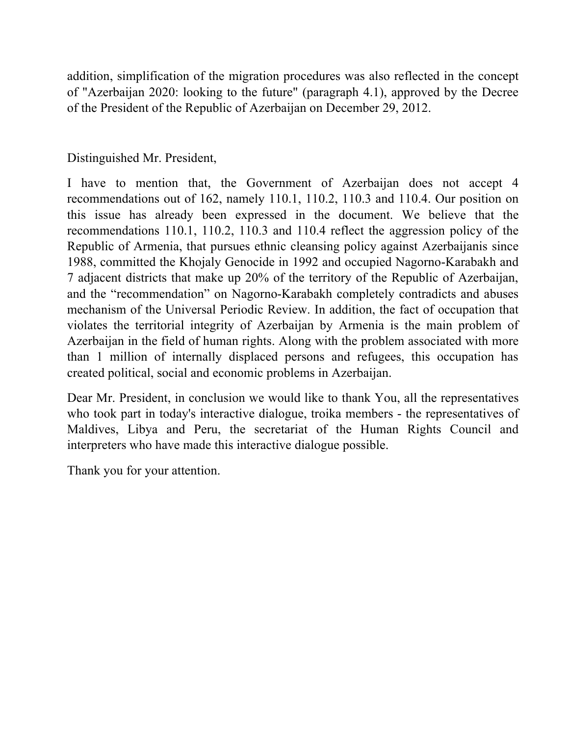addition, simplification of the migration procedures was also reflected in the concept of "Azerbaijan 2020: looking to the future" (paragraph 4.1), approved by the Decree of the President of the Republic of Azerbaijan on December 29, 2012.

Distinguished Mr. President,

I have to mention that, the Government of Azerbaijan does not accept 4 recommendations out of 162, namely 110.1, 110.2, 110.3 and 110.4. Our position on this issue has already been expressed in the document. We believe that the recommendations 110.1, 110.2, 110.3 and 110.4 reflect the aggression policy of the Republic of Armenia, that pursues ethnic cleansing policy against Azerbaijanis since 1988, committed the Khojaly Genocide in 1992 and occupied Nagorno-Karabakh and 7 adjacent districts that make up 20% of the territory of the Republic of Azerbaijan, and the "recommendation" on Nagorno-Karabakh completely contradicts and abuses mechanism of the Universal Periodic Review. In addition, the fact of occupation that violates the territorial integrity of Azerbaijan by Armenia is the main problem of Azerbaijan in the field of human rights. Along with the problem associated with more than 1 million of internally displaced persons and refugees, this occupation has created political, social and economic problems in Azerbaijan.

Dear Mr. President, in conclusion we would like to thank You, all the representatives who took part in today's interactive dialogue, troika members - the representatives of Maldives, Libya and Peru, the secretariat of the Human Rights Council and interpreters who have made this interactive dialogue possible.

Thank you for your attention.